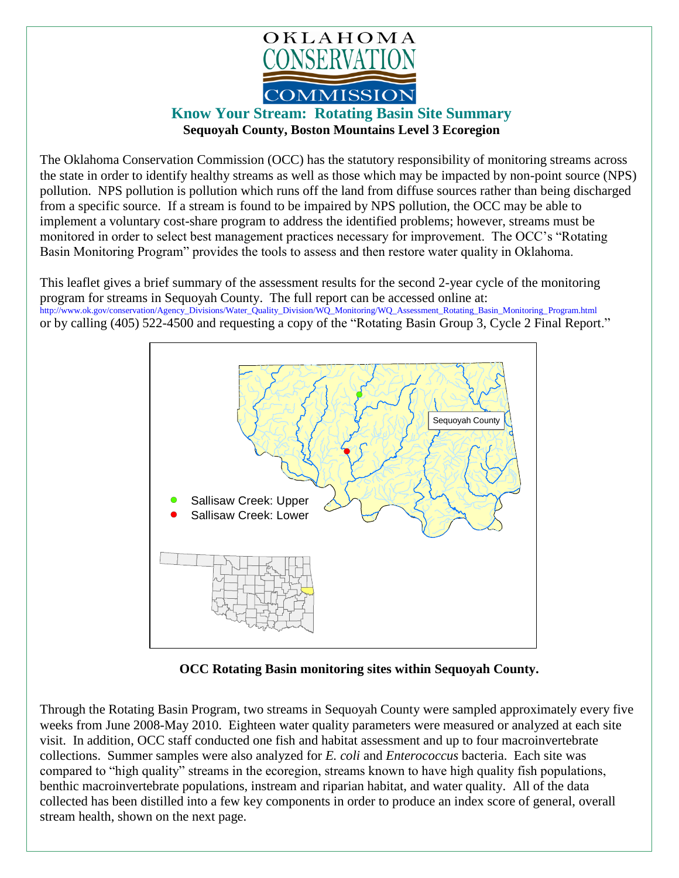# Know Your Stream: Rotating Basin Site Summary

**Sequoyah County, Boston Mountains Level 3 Ecoregion**

The Oklahoma Conservation Commission (OCC) has the statutory responsibility of monitoring streams across the state in order to identify healthy streams as well as those which may be impacted by non-point source (NPS) pollution. NPS pollution is pollution which runs off the land from diffuse sources rather than being discharged from a specific source. If a stream is found to be impaired by NPS pollution, the OCC may be able to implement a voluntary cost-share program to address the identified problems; however, streams must be monitored in order to select best management practices necessary for improvement. The OCC's "Rotating Basin Monitoring Program" provides the tools to assess and then restore water quality in Oklahoma.

This leaflet gives a brief summary of the assessment results for the second 2-year cycle of the monitoring program for streams in Sequoyah County. The full report can be accessed online at:
http://www.ok.gov/conservation/Agency_Divisions/Water_Quality_Division/WQ_Monitoring/WQ_Assessment_Rotating_Basin_Monitoring_Program.html
or by calling (405) 522-4500 and requesting a copy of the "Rotating Basin Group 3, Cycle 2 Final Report."

**OCC Rotating Basin monitoring sites within Sequoyah County.**

Through the Rotating Basin Program, two streams in Sequoyah County were sampled approximately every five weeks from June 2008-May 2010. Eighteen water quality parameters were measured or analyzed at each site visit. In addition, OCC staff conducted one fish and habitat assessment and up to four macroinvertebrate collections. Summer samples were also analyzed for *E. coli* and *Enterococcus* bacteria. Each site was compared to "high quality" streams in the ecoregion, streams known to have high quality fish populations, benthic macroinvertebrate populations, instream and riparian habitat, and water quality. All of the data collected has been distilled into a few key components in order to produce an index score of general, overall stream health, shown on the next page.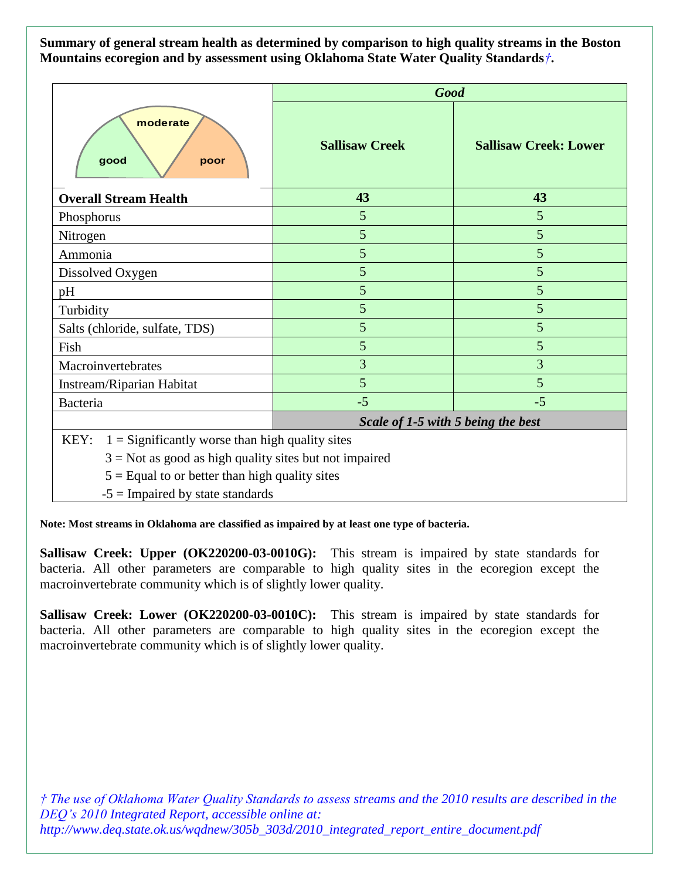**Summary of general stream health as determined by comparison to high quality streams in the Boston Mountains ecoregion and by assessment using Oklahoma State Water Quality Standards†.**

| | *Good* | |
|---|---|---|
| | **Sallisaw Creek** | **Sallisaw Creek: Lower** |
| **Overall Stream Health** | **43** | **43** |
| Phosphorus | 5 | 5 |
| Nitrogen | 5 | 5 |
| Ammonia | 5 | 5 |
| Dissolved Oxygen | 5 | 5 |
| pH | 5 | 5 |
| Turbidity | 5 | 5 |
| Salts (chloride, sulfate, TDS) | 5 | 5 |
| Fish | 5 | 5 |
| Macroinvertebrates | 3 | 3 |
| Instream/Riparian Habitat | 5 | 5 |
| Bacteria | -5 | -5 |
| | ***Scale of 1-5 with 5 being the best*** | |

KEY:
- 1 = Significantly worse than high quality sites
- 3 = Not as good as high quality sites but not impaired
- 5 = Equal to or better than high quality sites
- -5 = Impaired by state standards

**Note: Most streams in Oklahoma are classified as impaired by at least one type of bacteria.**

**Sallisaw Creek: Upper (OK220200-03-0010G):** This stream is impaired by state standards for bacteria. All other parameters are comparable to high quality sites in the ecoregion except the macroinvertebrate community which is of slightly lower quality.

**Sallisaw Creek: Lower (OK220200-03-0010C):** This stream is impaired by state standards for bacteria. All other parameters are comparable to high quality sites in the ecoregion except the macroinvertebrate community which is of slightly lower quality.

*† The use of Oklahoma Water Quality Standards to assess streams and the 2010 results are described in the DEQ's 2010 Integrated Report, accessible online at: http://www.deq.state.ok.us/wqdnew/305b_303d/2010_integrated_report_entire_document.pdf*